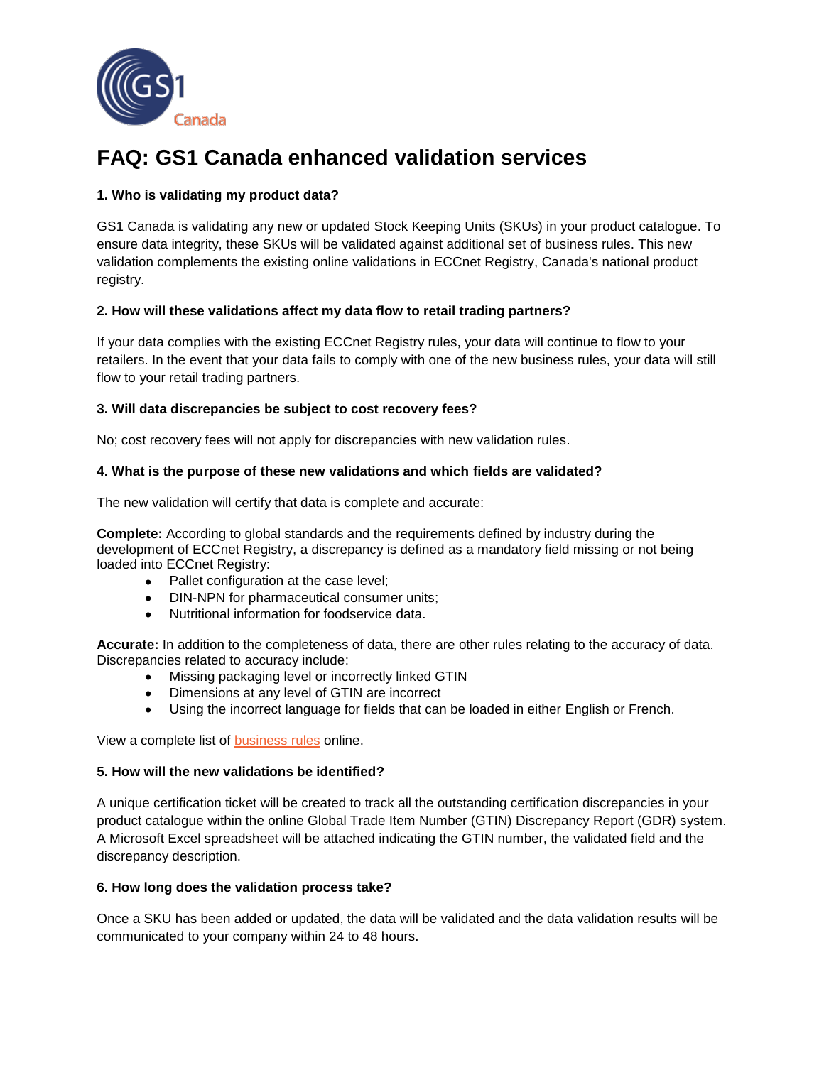# FAQ: GS1 Canada enhanced validation services

**1. Who is validating my product data?**

GS1 Canada is validating any new or updated Stock Keeping Units (SKUs) in your product catalogue. To ensure data integrity, these SKUs will be validated against additional set of business rules. This new validation complements the existing online validations in ECCnet Registry, Canada's national product registry.

**2. How will these validations affect my data flow to retail trading partners?**

If your data complies with the existing ECCnet Registry rules, your data will continue to flow to your retailers. In the event that your data fails to comply with one of the new business rules, your data will still flow to your retail trading partners.

**3. Will data discrepancies be subject to cost recovery fees?**

No; cost recovery fees will not apply for discrepancies with new validation rules.

**4. What is the purpose of these new validations and which fields are validated?**

The new validation will certify that data is complete and accurate:

**Complete:** According to global standards and the requirements defined by industry during the development of ECCnet Registry, a discrepancy is defined as a mandatory field missing or not being loaded into ECCnet Registry:

- Pallet configuration at the case level;
- DIN-NPN for pharmaceutical consumer units;
- Nutritional information for foodservice data.

**Accurate:** In addition to the completeness of data, there are other rules relating to the accuracy of data. Discrepancies related to accuracy include:

- Missing packaging level or incorrectly linked GTIN
- Dimensions at any level of GTIN are incorrect
- Using the incorrect language for fields that can be loaded in either English or French.

View a complete list of business rules online.

**5. How will the new validations be identified?**

A unique certification ticket will be created to track all the outstanding certification discrepancies in your product catalogue within the online Global Trade Item Number (GTIN) Discrepancy Report (GDR) system. A Microsoft Excel spreadsheet will be attached indicating the GTIN number, the validated field and the discrepancy description.

**6. How long does the validation process take?**

Once a SKU has been added or updated, the data will be validated and the data validation results will be communicated to your company within 24 to 48 hours.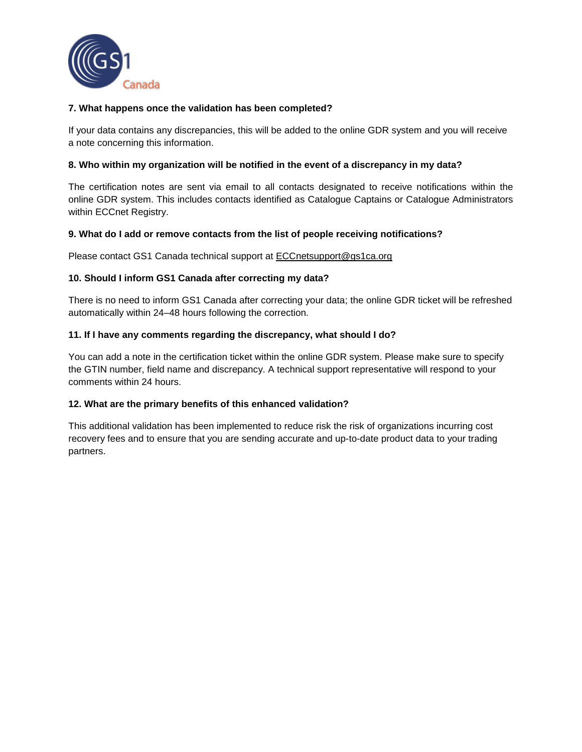**7. What happens once the validation has been completed?**

If your data contains any discrepancies, this will be added to the online GDR system and you will receive a note concerning this information.

**8. Who within my organization will be notified in the event of a discrepancy in my data?**

The certification notes are sent via email to all contacts designated to receive notifications within the online GDR system. This includes contacts identified as Catalogue Captains or Catalogue Administrators within ECCnet Registry.

**9. What do I add or remove contacts from the list of people receiving notifications?**

Please contact GS1 Canada technical support at ECCnetsupport@gs1ca.org

**10. Should I inform GS1 Canada after correcting my data?**

There is no need to inform GS1 Canada after correcting your data; the online GDR ticket will be refreshed automatically within 24–48 hours following the correction.

**11. If I have any comments regarding the discrepancy, what should I do?**

You can add a note in the certification ticket within the online GDR system. Please make sure to specify the GTIN number, field name and discrepancy. A technical support representative will respond to your comments within 24 hours.

**12. What are the primary benefits of this enhanced validation?**

This additional validation has been implemented to reduce risk the risk of organizations incurring cost recovery fees and to ensure that you are sending accurate and up-to-date product data to your trading partners.